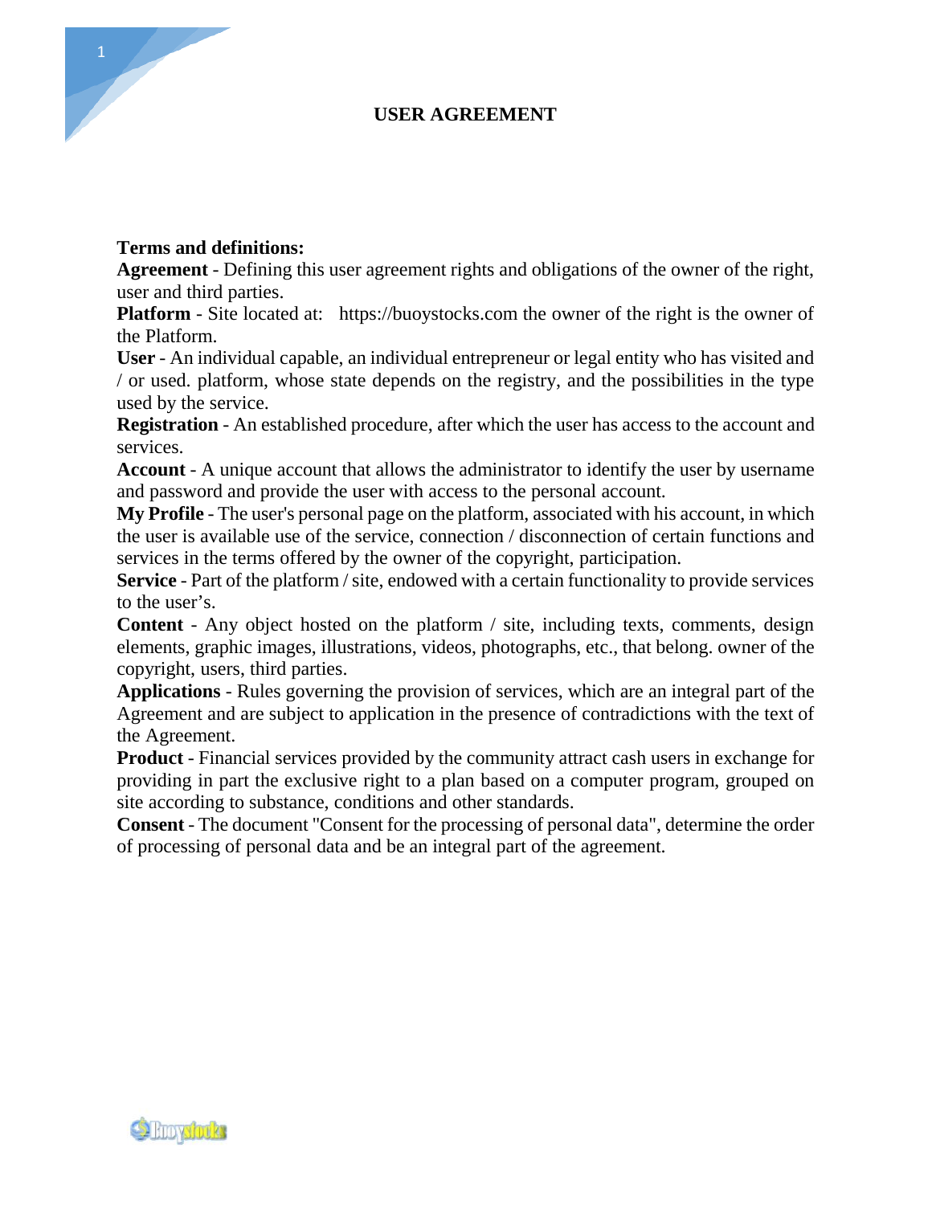# USER AGREEMENT

**Terms and definitions:**

**Agreement** - Defining this user agreement rights and obligations of the owner of the right, user and third parties.

**Platform** - Site located at: https://buoystocks.com the owner of the right is the owner of the Platform.

**User** - An individual capable, an individual entrepreneur or legal entity who has visited and / or used. platform, whose state depends on the registry, and the possibilities in the type used by the service.

**Registration** - An established procedure, after which the user has access to the account and services.

**Account** - A unique account that allows the administrator to identify the user by username and password and provide the user with access to the personal account.

**My Profile** - The user's personal page on the platform, associated with his account, in which the user is available use of the service, connection / disconnection of certain functions and services in the terms offered by the owner of the copyright, participation.

**Service** - Part of the platform / site, endowed with a certain functionality to provide services to the user's.

**Content** - Any object hosted on the platform / site, including texts, comments, design elements, graphic images, illustrations, videos, photographs, etc., that belong. owner of the copyright, users, third parties.

**Applications** - Rules governing the provision of services, which are an integral part of the Agreement and are subject to application in the presence of contradictions with the text of the Agreement.

**Product** - Financial services provided by the community attract cash users in exchange for providing in part the exclusive right to a plan based on a computer program, grouped on site according to substance, conditions and other standards.

**Consent** - The document "Consent for the processing of personal data", determine the order of processing of personal data and be an integral part of the agreement.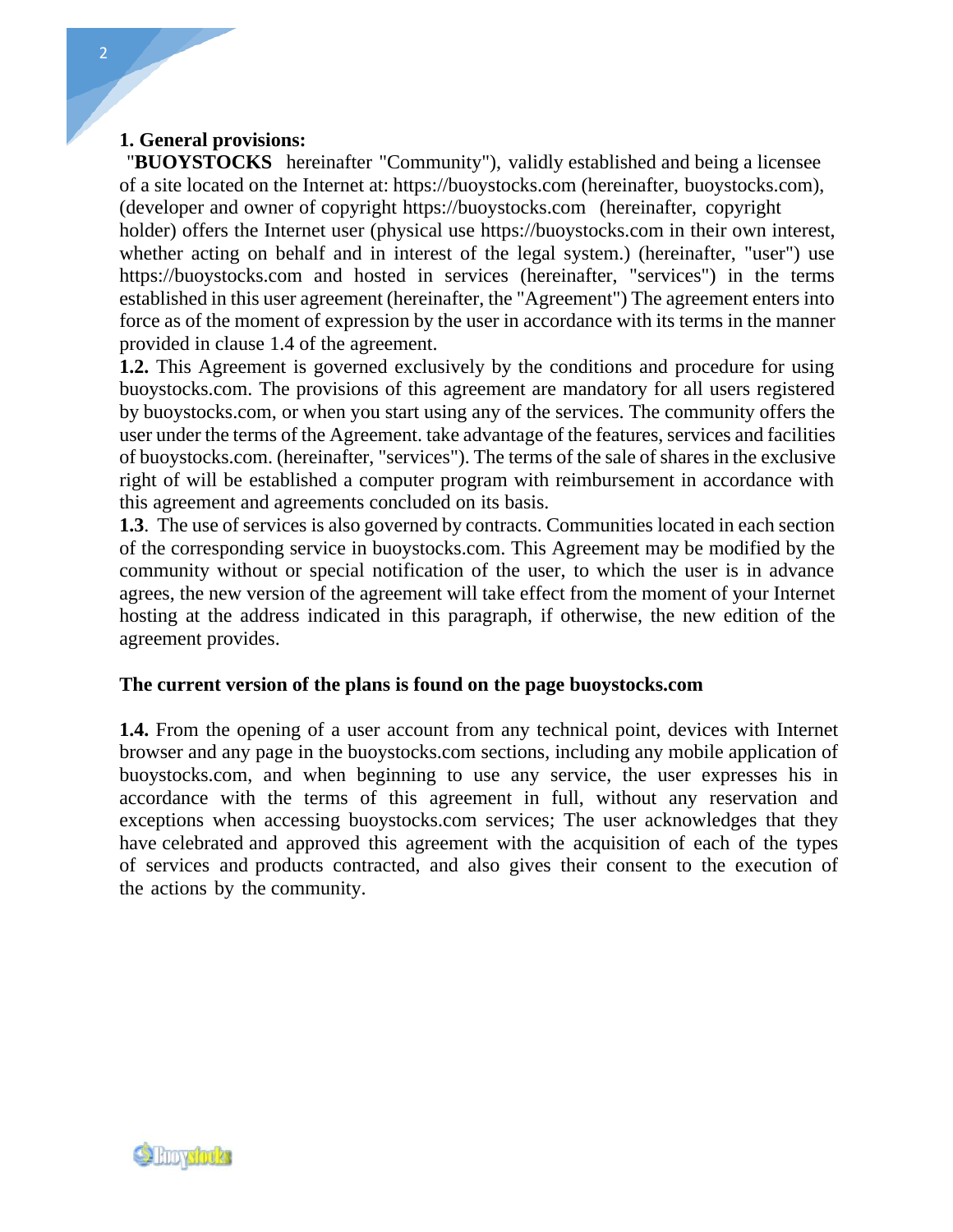**1. General provisions:**

"**BUOYSTOCKS** hereinafter "Community"), validly established and being a licensee of a site located on the Internet at: https://buoystocks.com (hereinafter, buoystocks.com), (developer and owner of copyright https://buoystocks.com (hereinafter, copyright holder) offers the Internet user (physical use https://buoystocks.com in their own interest, whether acting on behalf and in interest of the legal system.) (hereinafter, "user") use https://buoystocks.com and hosted in services (hereinafter, "services") in the terms established in this user agreement (hereinafter, the "Agreement") The agreement enters into force as of the moment of expression by the user in accordance with its terms in the manner provided in clause 1.4 of the agreement.

**1.2.** This Agreement is governed exclusively by the conditions and procedure for using buoystocks.com. The provisions of this agreement are mandatory for all users registered by buoystocks.com, or when you start using any of the services. The community offers the user under the terms of the Agreement. take advantage of the features, services and facilities of buoystocks.com. (hereinafter, "services"). The terms of the sale of shares in the exclusive right of will be established a computer program with reimbursement in accordance with this agreement and agreements concluded on its basis.

**1.3**. The use of services is also governed by contracts. Communities located in each section of the corresponding service in buoystocks.com. This Agreement may be modified by the community without or special notification of the user, to which the user is in advance agrees, the new version of the agreement will take effect from the moment of your Internet hosting at the address indicated in this paragraph, if otherwise, the new edition of the agreement provides.

**The current version of the plans is found on the page buoystocks.com**

**1.4.** From the opening of a user account from any technical point, devices with Internet browser and any page in the buoystocks.com sections, including any mobile application of buoystocks.com, and when beginning to use any service, the user expresses his in accordance with the terms of this agreement in full, without any reservation and exceptions when accessing buoystocks.com services; The user acknowledges that they have celebrated and approved this agreement with the acquisition of each of the types of services and products contracted, and also gives their consent to the execution of the actions by the community.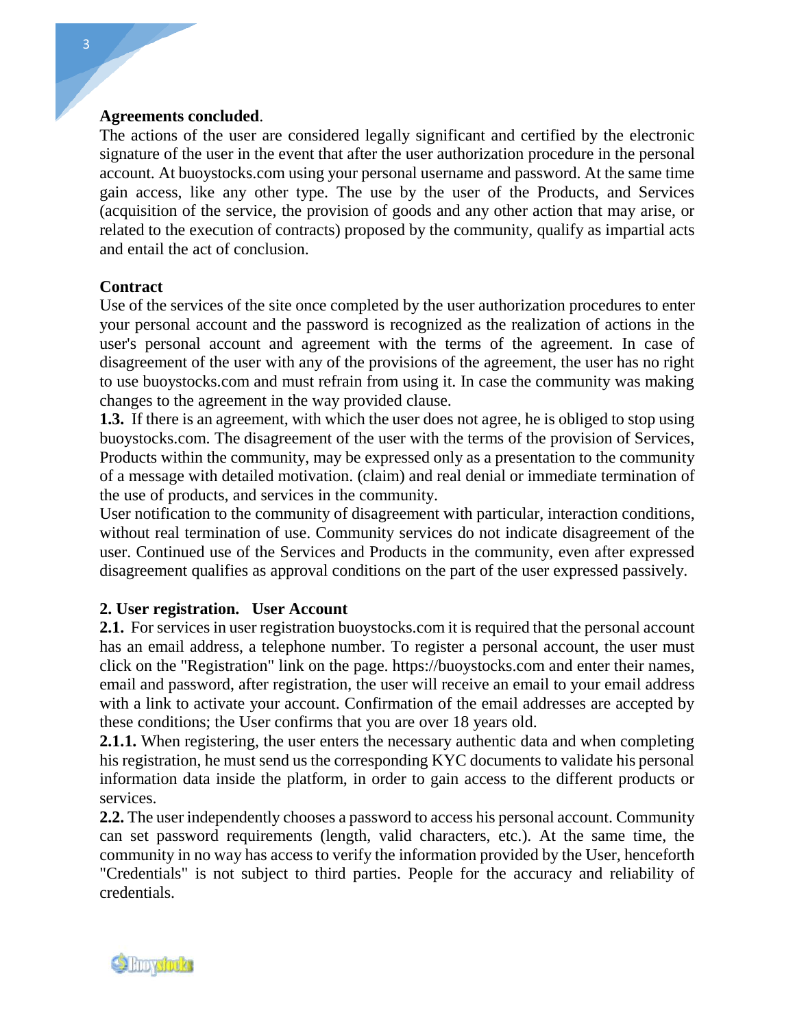**Agreements concluded**.

The actions of the user are considered legally significant and certified by the electronic signature of the user in the event that after the user authorization procedure in the personal account. At buoystocks.com using your personal username and password. At the same time gain access, like any other type. The use by the user of the Products, and Services (acquisition of the service, the provision of goods and any other action that may arise, or related to the execution of contracts) proposed by the community, qualify as impartial acts and entail the act of conclusion.

**Contract**

Use of the services of the site once completed by the user authorization procedures to enter your personal account and the password is recognized as the realization of actions in the user's personal account and agreement with the terms of the agreement. In case of disagreement of the user with any of the provisions of the agreement, the user has no right to use buoystocks.com and must refrain from using it. In case the community was making changes to the agreement in the way provided clause.

**1.3.** If there is an agreement, with which the user does not agree, he is obliged to stop using buoystocks.com. The disagreement of the user with the terms of the provision of Services, Products within the community, may be expressed only as a presentation to the community of a message with detailed motivation. (claim) and real denial or immediate termination of the use of products, and services in the community.

User notification to the community of disagreement with particular, interaction conditions, without real termination of use. Community services do not indicate disagreement of the user. Continued use of the Services and Products in the community, even after expressed disagreement qualifies as approval conditions on the part of the user expressed passively.

**2. User registration. User Account**

**2.1.** For services in user registration buoystocks.com it is required that the personal account has an email address, a telephone number. To register a personal account, the user must click on the "Registration" link on the page. https://buoystocks.com and enter their names, email and password, after registration, the user will receive an email to your email address with a link to activate your account. Confirmation of the email addresses are accepted by these conditions; the User confirms that you are over 18 years old.

**2.1.1.** When registering, the user enters the necessary authentic data and when completing his registration, he must send us the corresponding KYC documents to validate his personal information data inside the platform, in order to gain access to the different products or services.

**2.2.** The user independently chooses a password to access his personal account. Community can set password requirements (length, valid characters, etc.). At the same time, the community in no way has access to verify the information provided by the User, henceforth "Credentials" is not subject to third parties. People for the accuracy and reliability of credentials.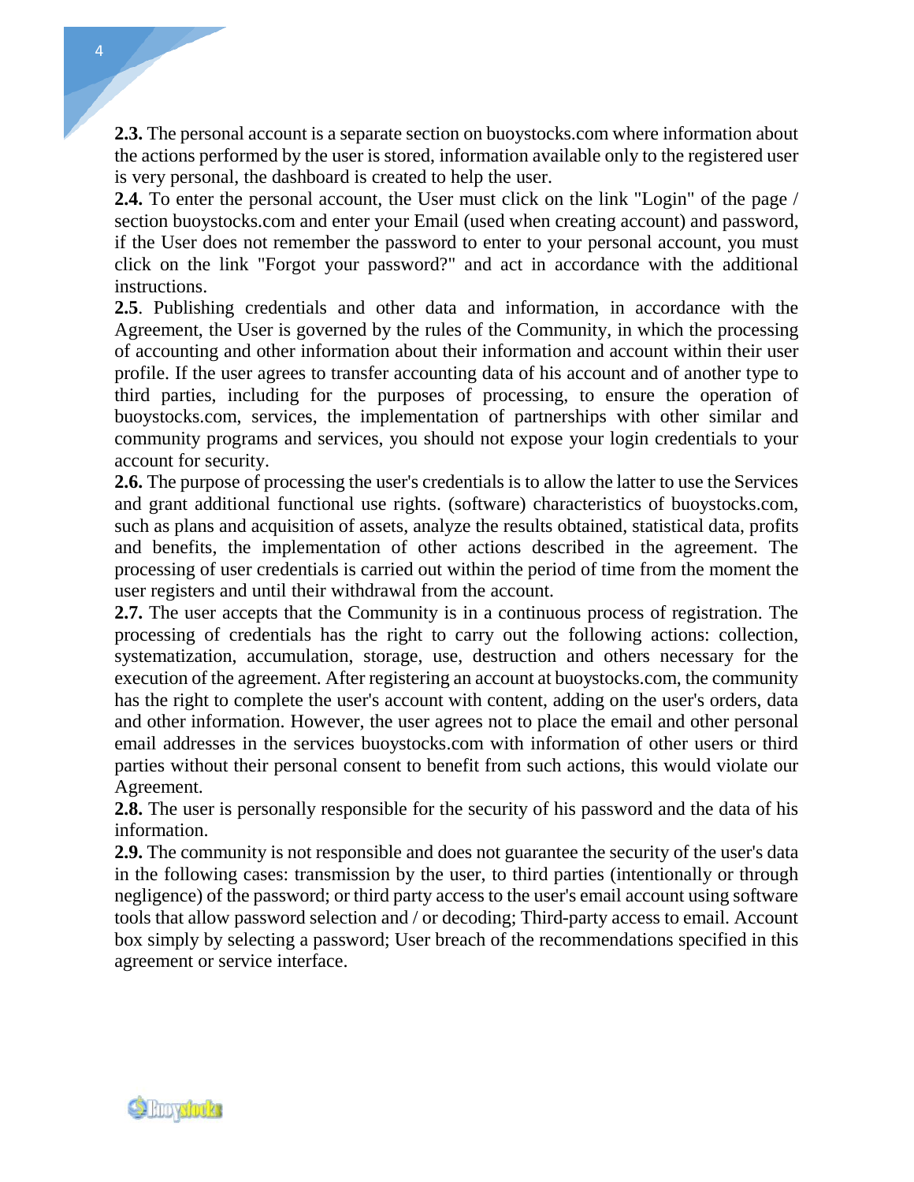**2.3.** The personal account is a separate section on buoystocks.com where information about the actions performed by the user is stored, information available only to the registered user is very personal, the dashboard is created to help the user.

**2.4.** To enter the personal account, the User must click on the link "Login" of the page / section buoystocks.com and enter your Email (used when creating account) and password, if the User does not remember the password to enter to your personal account, you must click on the link "Forgot your password?" and act in accordance with the additional instructions.

**2.5**. Publishing credentials and other data and information, in accordance with the Agreement, the User is governed by the rules of the Community, in which the processing of accounting and other information about their information and account within their user profile. If the user agrees to transfer accounting data of his account and of another type to third parties, including for the purposes of processing, to ensure the operation of buoystocks.com, services, the implementation of partnerships with other similar and community programs and services, you should not expose your login credentials to your account for security.

**2.6.** The purpose of processing the user's credentials is to allow the latter to use the Services and grant additional functional use rights. (software) characteristics of buoystocks.com, such as plans and acquisition of assets, analyze the results obtained, statistical data, profits and benefits, the implementation of other actions described in the agreement. The processing of user credentials is carried out within the period of time from the moment the user registers and until their withdrawal from the account.

**2.7.** The user accepts that the Community is in a continuous process of registration. The processing of credentials has the right to carry out the following actions: collection, systematization, accumulation, storage, use, destruction and others necessary for the execution of the agreement. After registering an account at buoystocks.com, the community has the right to complete the user's account with content, adding on the user's orders, data and other information. However, the user agrees not to place the email and other personal email addresses in the services buoystocks.com with information of other users or third parties without their personal consent to benefit from such actions, this would violate our Agreement.

**2.8.** The user is personally responsible for the security of his password and the data of his information.

**2.9.** The community is not responsible and does not guarantee the security of the user's data in the following cases: transmission by the user, to third parties (intentionally or through negligence) of the password; or third party access to the user's email account using software tools that allow password selection and / or decoding; Third-party access to email. Account box simply by selecting a password; User breach of the recommendations specified in this agreement or service interface.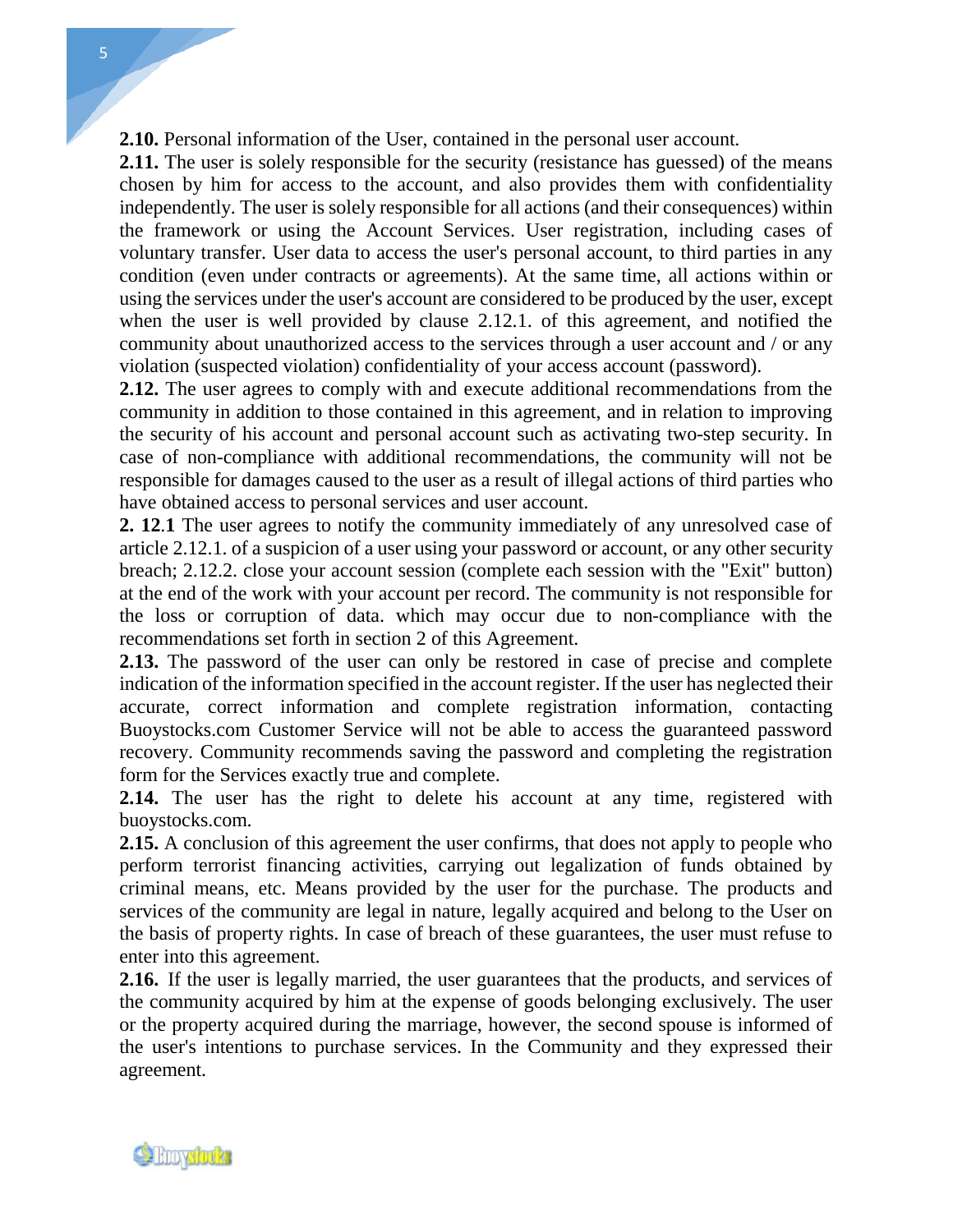**2.10.** Personal information of the User, contained in the personal user account.

**2.11.** The user is solely responsible for the security (resistance has guessed) of the means chosen by him for access to the account, and also provides them with confidentiality independently. The user is solely responsible for all actions (and their consequences) within the framework or using the Account Services. User registration, including cases of voluntary transfer. User data to access the user's personal account, to third parties in any condition (even under contracts or agreements). At the same time, all actions within or using the services under the user's account are considered to be produced by the user, except when the user is well provided by clause 2.12.1. of this agreement, and notified the community about unauthorized access to the services through a user account and / or any violation (suspected violation) confidentiality of your access account (password).

**2.12.** The user agrees to comply with and execute additional recommendations from the community in addition to those contained in this agreement, and in relation to improving the security of his account and personal account such as activating two-step security. In case of non-compliance with additional recommendations, the community will not be responsible for damages caused to the user as a result of illegal actions of third parties who have obtained access to personal services and user account.

**2. 12.1** The user agrees to notify the community immediately of any unresolved case of article 2.12.1. of a suspicion of a user using your password or account, or any other security breach; 2.12.2. close your account session (complete each session with the "Exit" button) at the end of the work with your account per record. The community is not responsible for the loss or corruption of data. which may occur due to non-compliance with the recommendations set forth in section 2 of this Agreement.

**2.13.** The password of the user can only be restored in case of precise and complete indication of the information specified in the account register. If the user has neglected their accurate, correct information and complete registration information, contacting Buoystocks.com Customer Service will not be able to access the guaranteed password recovery. Community recommends saving the password and completing the registration form for the Services exactly true and complete.

**2.14.** The user has the right to delete his account at any time, registered with buoystocks.com.

**2.15.** A conclusion of this agreement the user confirms, that does not apply to people who perform terrorist financing activities, carrying out legalization of funds obtained by criminal means, etc. Means provided by the user for the purchase. The products and services of the community are legal in nature, legally acquired and belong to the User on the basis of property rights. In case of breach of these guarantees, the user must refuse to enter into this agreement.

**2.16.** If the user is legally married, the user guarantees that the products, and services of the community acquired by him at the expense of goods belonging exclusively. The user or the property acquired during the marriage, however, the second spouse is informed of the user's intentions to purchase services. In the Community and they expressed their agreement.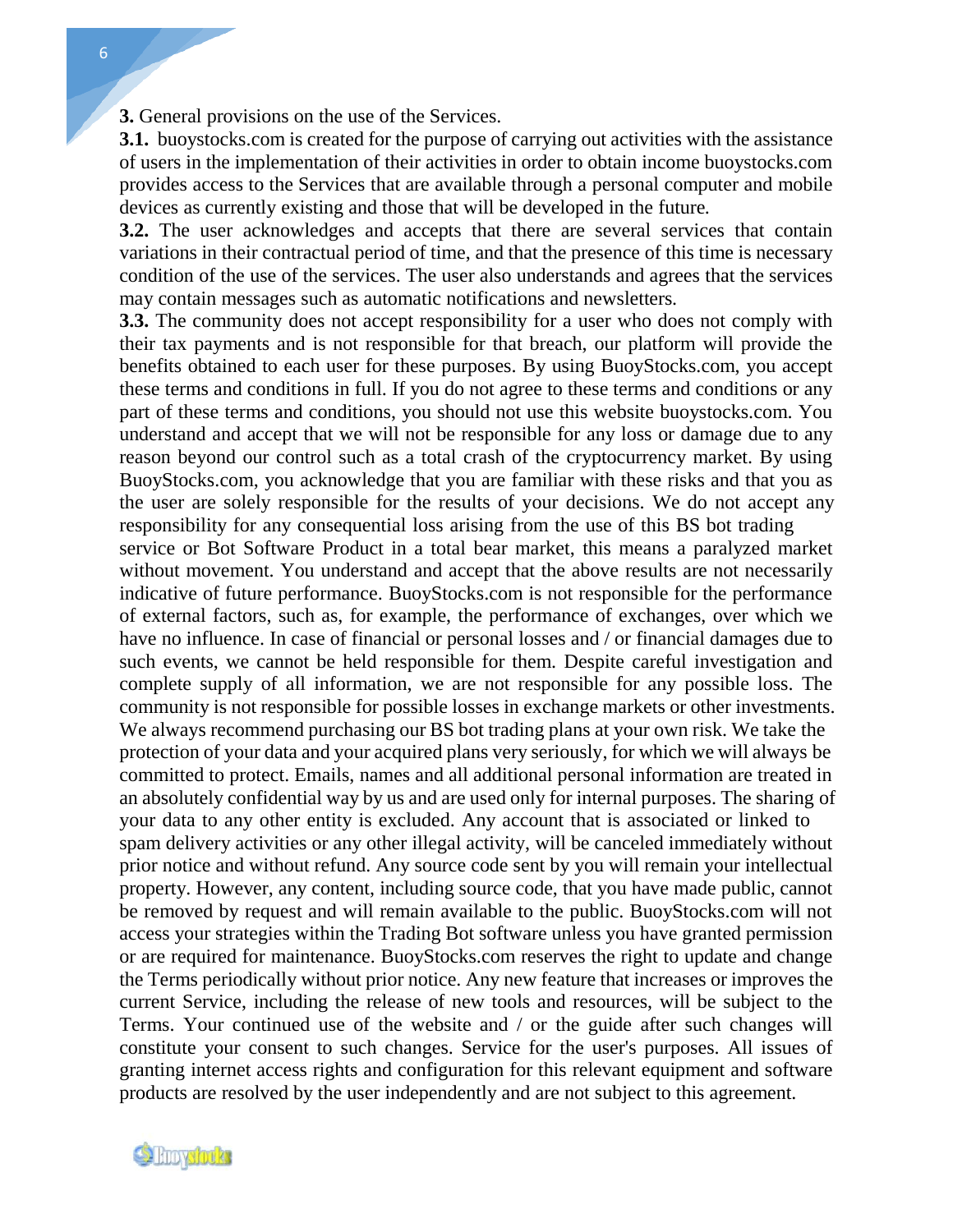**3.** General provisions on the use of the Services.

**3.1.** buoystocks.com is created for the purpose of carrying out activities with the assistance of users in the implementation of their activities in order to obtain income buoystocks.com provides access to the Services that are available through a personal computer and mobile devices as currently existing and those that will be developed in the future.

**3.2.** The user acknowledges and accepts that there are several services that contain variations in their contractual period of time, and that the presence of this time is necessary condition of the use of the services. The user also understands and agrees that the services may contain messages such as automatic notifications and newsletters.

**3.3.** The community does not accept responsibility for a user who does not comply with their tax payments and is not responsible for that breach, our platform will provide the benefits obtained to each user for these purposes. By using BuoyStocks.com, you accept these terms and conditions in full. If you do not agree to these terms and conditions or any part of these terms and conditions, you should not use this website buoystocks.com. You understand and accept that we will not be responsible for any loss or damage due to any reason beyond our control such as a total crash of the cryptocurrency market. By using BuoyStocks.com, you acknowledge that you are familiar with these risks and that you as the user are solely responsible for the results of your decisions. We do not accept any responsibility for any consequential loss arising from the use of this BS bot trading service or Bot Software Product in a total bear market, this means a paralyzed market without movement. You understand and accept that the above results are not necessarily indicative of future performance. BuoyStocks.com is not responsible for the performance of external factors, such as, for example, the performance of exchanges, over which we have no influence. In case of financial or personal losses and / or financial damages due to such events, we cannot be held responsible for them. Despite careful investigation and complete supply of all information, we are not responsible for any possible loss. The community is not responsible for possible losses in exchange markets or other investments. We always recommend purchasing our BS bot trading plans at your own risk. We take the protection of your data and your acquired plans very seriously, for which we will always be committed to protect. Emails, names and all additional personal information are treated in an absolutely confidential way by us and are used only for internal purposes. The sharing of your data to any other entity is excluded. Any account that is associated or linked to spam delivery activities or any other illegal activity, will be canceled immediately without prior notice and without refund. Any source code sent by you will remain your intellectual property. However, any content, including source code, that you have made public, cannot be removed by request and will remain available to the public. BuoyStocks.com will not access your strategies within the Trading Bot software unless you have granted permission or are required for maintenance. BuoyStocks.com reserves the right to update and change the Terms periodically without prior notice. Any new feature that increases or improves the current Service, including the release of new tools and resources, will be subject to the Terms. Your continued use of the website and / or the guide after such changes will constitute your consent to such changes. Service for the user's purposes. All issues of granting internet access rights and configuration for this relevant equipment and software products are resolved by the user independently and are not subject to this agreement.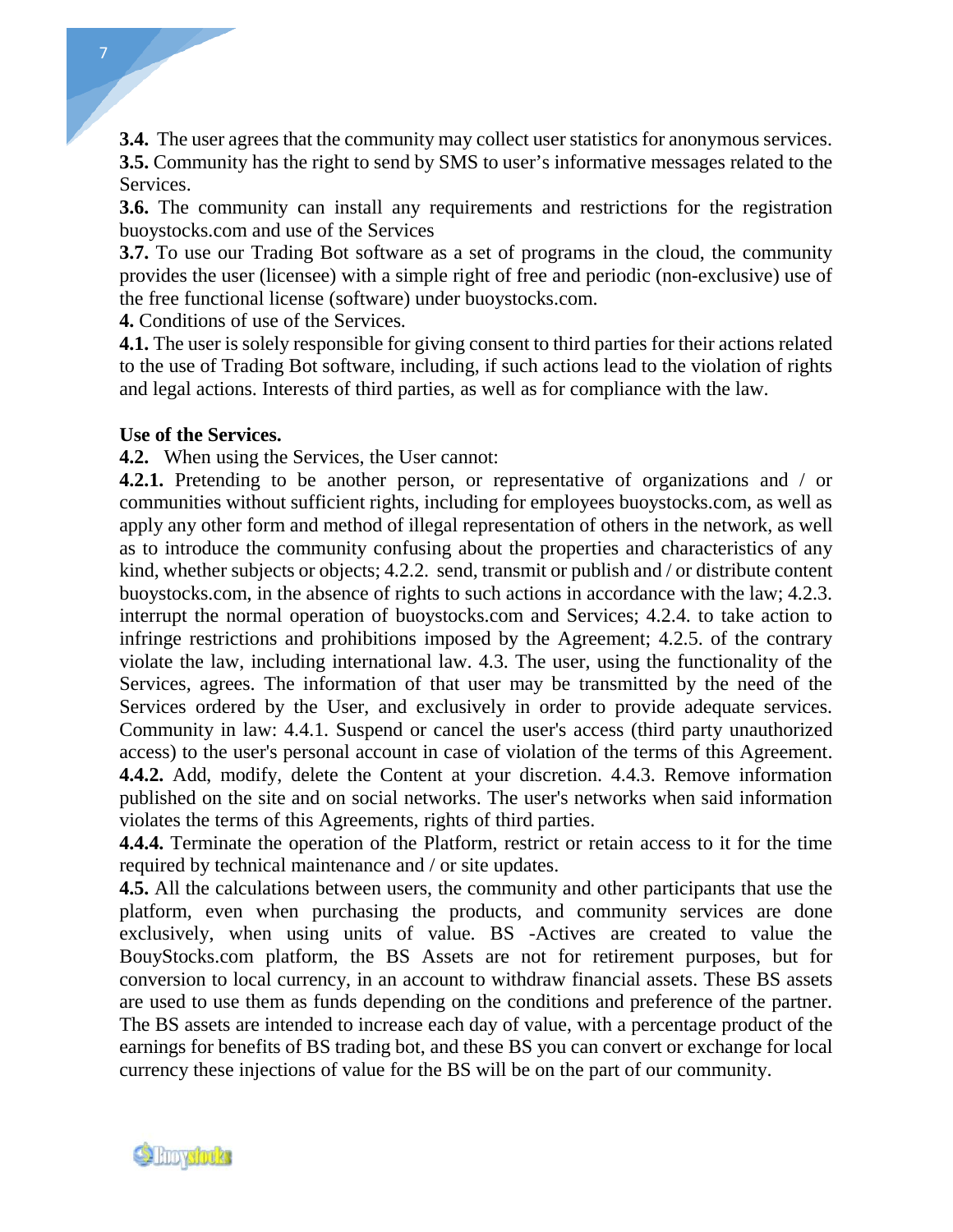**3.4.** The user agrees that the community may collect user statistics for anonymous services.
**3.5.** Community has the right to send by SMS to user's informative messages related to the Services.

**3.6.** The community can install any requirements and restrictions for the registration buoystocks.com and use of the Services

**3.7.** To use our Trading Bot software as a set of programs in the cloud, the community provides the user (licensee) with a simple right of free and periodic (non-exclusive) use of the free functional license (software) under buoystocks.com.

**4.** Conditions of use of the Services.

**4.1.** The user is solely responsible for giving consent to third parties for their actions related to the use of Trading Bot software, including, if such actions lead to the violation of rights and legal actions. Interests of third parties, as well as for compliance with the law.

**Use of the Services.**

**4.2.** When using the Services, the User cannot:

**4.2.1.** Pretending to be another person, or representative of organizations and / or communities without sufficient rights, including for employees buoystocks.com, as well as apply any other form and method of illegal representation of others in the network, as well as to introduce the community confusing about the properties and characteristics of any kind, whether subjects or objects; 4.2.2. send, transmit or publish and / or distribute content buoystocks.com, in the absence of rights to such actions in accordance with the law; 4.2.3. interrupt the normal operation of buoystocks.com and Services; 4.2.4. to take action to infringe restrictions and prohibitions imposed by the Agreement; 4.2.5. of the contrary violate the law, including international law. 4.3. The user, using the functionality of the Services, agrees. The information of that user may be transmitted by the need of the Services ordered by the User, and exclusively in order to provide adequate services. Community in law: 4.4.1. Suspend or cancel the user's access (third party unauthorized access) to the user's personal account in case of violation of the terms of this Agreement. **4.4.2.** Add, modify, delete the Content at your discretion. 4.4.3. Remove information published on the site and on social networks. The user's networks when said information violates the terms of this Agreements, rights of third parties.

**4.4.4.** Terminate the operation of the Platform, restrict or retain access to it for the time required by technical maintenance and / or site updates.

**4.5.** All the calculations between users, the community and other participants that use the platform, even when purchasing the products, and community services are done exclusively, when using units of value. BS -Actives are created to value the BouyStocks.com platform, the BS Assets are not for retirement purposes, but for conversion to local currency, in an account to withdraw financial assets. These BS assets are used to use them as funds depending on the conditions and preference of the partner. The BS assets are intended to increase each day of value, with a percentage product of the earnings for benefits of BS trading bot, and these BS you can convert or exchange for local currency these injections of value for the BS will be on the part of our community.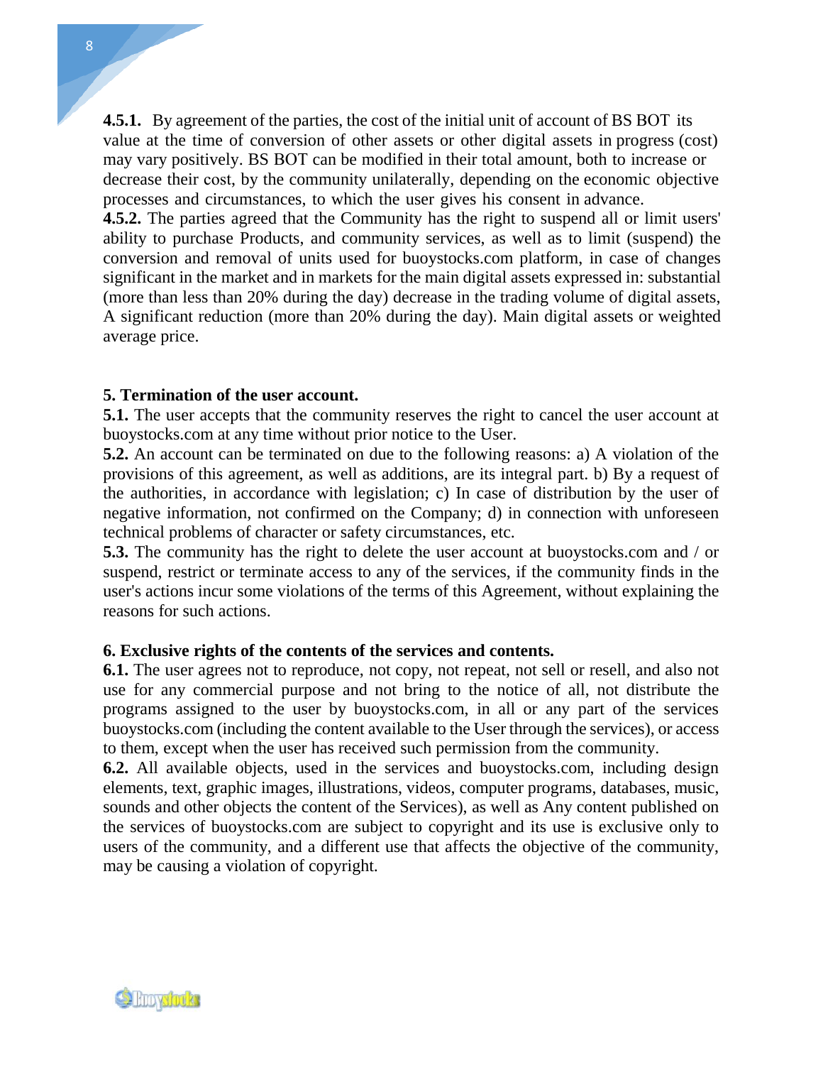**4.5.1.** By agreement of the parties, the cost of the initial unit of account of BS BOT its value at the time of conversion of other assets or other digital assets in progress (cost) may vary positively. BS BOT can be modified in their total amount, both to increase or decrease their cost, by the community unilaterally, depending on the economic objective processes and circumstances, to which the user gives his consent in advance.

**4.5.2.** The parties agreed that the Community has the right to suspend all or limit users' ability to purchase Products, and community services, as well as to limit (suspend) the conversion and removal of units used for buoystocks.com platform, in case of changes significant in the market and in markets for the main digital assets expressed in: substantial (more than less than 20% during the day) decrease in the trading volume of digital assets, A significant reduction (more than 20% during the day). Main digital assets or weighted average price.

## 5. Termination of the user account.

**5.1.** The user accepts that the community reserves the right to cancel the user account at buoystocks.com at any time without prior notice to the User.

**5.2.** An account can be terminated on due to the following reasons: a) A violation of the provisions of this agreement, as well as additions, are its integral part. b) By a request of the authorities, in accordance with legislation; c) In case of distribution by the user of negative information, not confirmed on the Company; d) in connection with unforeseen technical problems of character or safety circumstances, etc.

**5.3.** The community has the right to delete the user account at buoystocks.com and / or suspend, restrict or terminate access to any of the services, if the community finds in the user's actions incur some violations of the terms of this Agreement, without explaining the reasons for such actions.

## 6. Exclusive rights of the contents of the services and contents.

**6.1.** The user agrees not to reproduce, not copy, not repeat, not sell or resell, and also not use for any commercial purpose and not bring to the notice of all, not distribute the programs assigned to the user by buoystocks.com, in all or any part of the services buoystocks.com (including the content available to the User through the services), or access to them, except when the user has received such permission from the community.

**6.2.** All available objects, used in the services and buoystocks.com, including design elements, text, graphic images, illustrations, videos, computer programs, databases, music, sounds and other objects the content of the Services), as well as Any content published on the services of buoystocks.com are subject to copyright and its use is exclusive only to users of the community, and a different use that affects the objective of the community, may be causing a violation of copyright.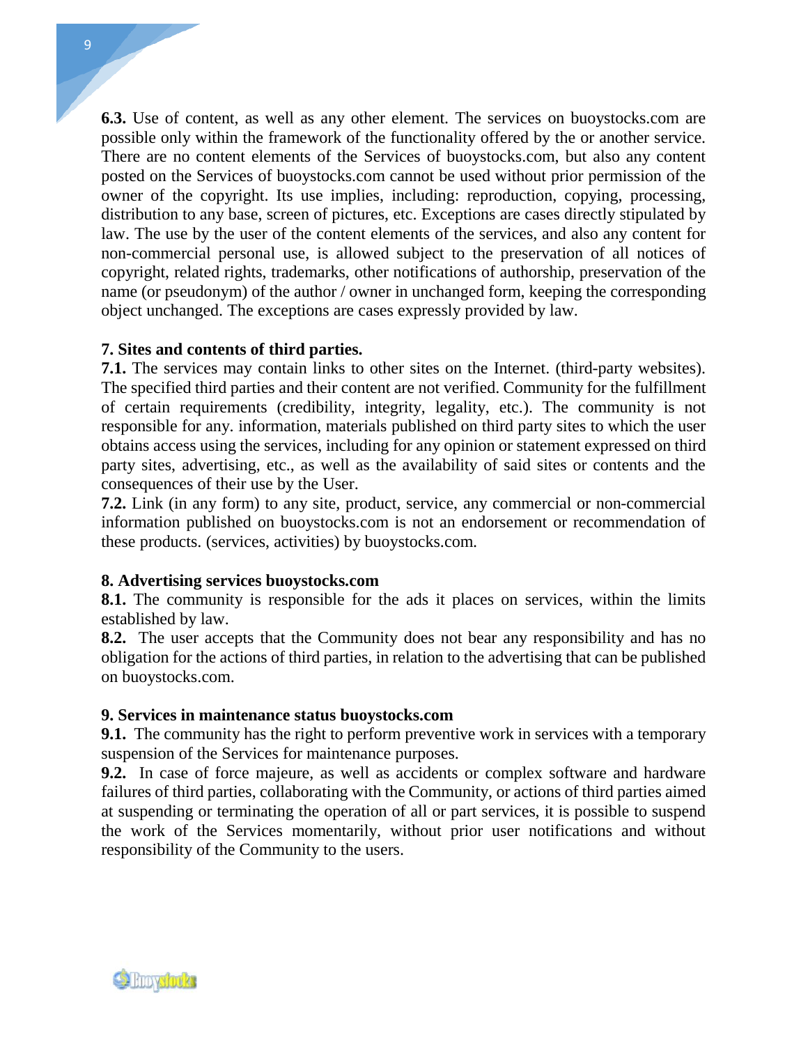**6.3.** Use of content, as well as any other element. The services on buoystocks.com are possible only within the framework of the functionality offered by the or another service. There are no content elements of the Services of buoystocks.com, but also any content posted on the Services of buoystocks.com cannot be used without prior permission of the owner of the copyright. Its use implies, including: reproduction, copying, processing, distribution to any base, screen of pictures, etc. Exceptions are cases directly stipulated by law. The use by the user of the content elements of the services, and also any content for non-commercial personal use, is allowed subject to the preservation of all notices of copyright, related rights, trademarks, other notifications of authorship, preservation of the name (or pseudonym) of the author / owner in unchanged form, keeping the corresponding object unchanged. The exceptions are cases expressly provided by law.

**7. Sites and contents of third parties.**

**7.1.** The services may contain links to other sites on the Internet. (third-party websites). The specified third parties and their content are not verified. Community for the fulfillment of certain requirements (credibility, integrity, legality, etc.). The community is not responsible for any. information, materials published on third party sites to which the user obtains access using the services, including for any opinion or statement expressed on third party sites, advertising, etc., as well as the availability of said sites or contents and the consequences of their use by the User.

**7.2.** Link (in any form) to any site, product, service, any commercial or non-commercial information published on buoystocks.com is not an endorsement or recommendation of these products. (services, activities) by buoystocks.com.

**8. Advertising services buoystocks.com**

**8.1.** The community is responsible for the ads it places on services, within the limits established by law.

**8.2.** The user accepts that the Community does not bear any responsibility and has no obligation for the actions of third parties, in relation to the advertising that can be published on buoystocks.com.

**9. Services in maintenance status buoystocks.com**

**9.1.** The community has the right to perform preventive work in services with a temporary suspension of the Services for maintenance purposes.

**9.2.** In case of force majeure, as well as accidents or complex software and hardware failures of third parties, collaborating with the Community, or actions of third parties aimed at suspending or terminating the operation of all or part services, it is possible to suspend the work of the Services momentarily, without prior user notifications and without responsibility of the Community to the users.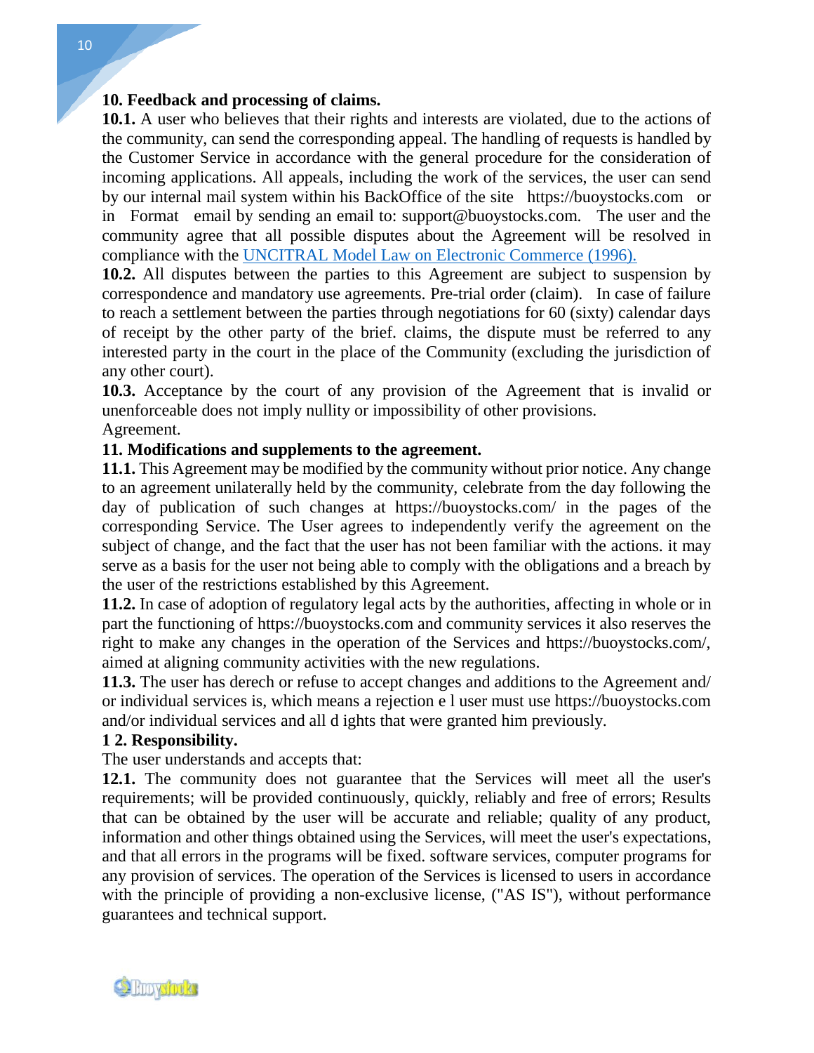## 10. Feedback and processing of claims.

**10.1.** A user who believes that their rights and interests are violated, due to the actions of the community, can send the corresponding appeal. The handling of requests is handled by the Customer Service in accordance with the general procedure for the consideration of incoming applications. All appeals, including the work of the services, the user can send by our internal mail system within his BackOffice of the site https://buoystocks.com or in Format email by sending an email to: support@buoystocks.com. The user and the community agree that all possible disputes about the Agreement will be resolved in compliance with the [UNCITRAL Model Law on Electronic Commerce (1996).]()

**10.2.** All disputes between the parties to this Agreement are subject to suspension by correspondence and mandatory use agreements. Pre-trial order (claim). In case of failure to reach a settlement between the parties through negotiations for 60 (sixty) calendar days of receipt by the other party of the brief. claims, the dispute must be referred to any interested party in the court in the place of the Community (excluding the jurisdiction of any other court).

**10.3.** Acceptance by the court of any provision of the Agreement that is invalid or unenforceable does not imply nullity or impossibility of other provisions.
Agreement.

## 11. Modifications and supplements to the agreement.

**11.1.** This Agreement may be modified by the community without prior notice. Any change to an agreement unilaterally held by the community, celebrate from the day following the day of publication of such changes at https://buoystocks.com/ in the pages of the corresponding Service. The User agrees to independently verify the agreement on the subject of change, and the fact that the user has not been familiar with the actions. it may serve as a basis for the user not being able to comply with the obligations and a breach by the user of the restrictions established by this Agreement.

**11.2.** In case of adoption of regulatory legal acts by the authorities, affecting in whole or in part the functioning of https://buoystocks.com and community services it also reserves the right to make any changes in the operation of the Services and https://buoystocks.com/, aimed at aligning community activities with the new regulations.

**11.3.** The user has derech or refuse to accept changes and additions to the Agreement and/ or individual services is, which means a rejection e l user must use https://buoystocks.com and/or individual services and all d ights that were granted him previously.

## 1 2. Responsibility.

The user understands and accepts that:

**12.1.** The community does not guarantee that the Services will meet all the user's requirements; will be provided continuously, quickly, reliably and free of errors; Results that can be obtained by the user will be accurate and reliable; quality of any product, information and other things obtained using the Services, will meet the user's expectations, and that all errors in the programs will be fixed. software services, computer programs for any provision of services. The operation of the Services is licensed to users in accordance with the principle of providing a non-exclusive license, ("AS IS"), without performance guarantees and technical support.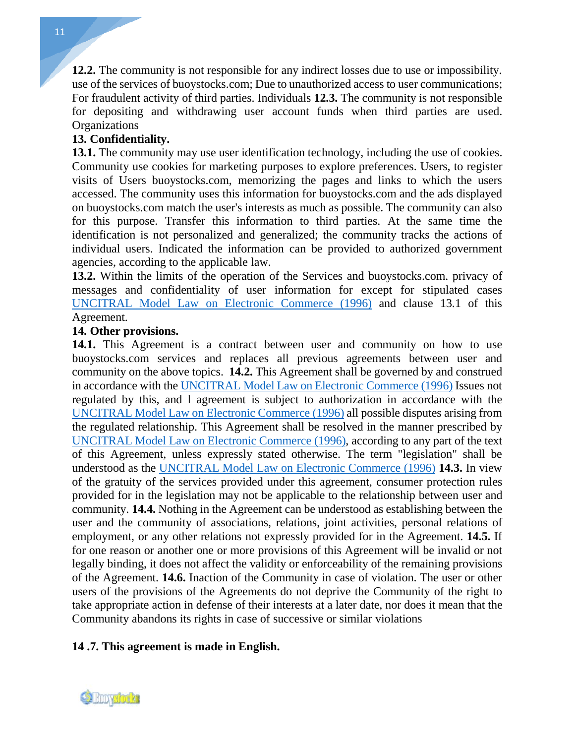**12.2.** The community is not responsible for any indirect losses due to use or impossibility. use of the services of buoystocks.com; Due to unauthorized access to user communications; For fraudulent activity of third parties. Individuals **12.3.** The community is not responsible for depositing and withdrawing user account funds when third parties are used. Organizations

**13. Confidentiality.**

**13.1.** The community may use user identification technology, including the use of cookies. Community use cookies for marketing purposes to explore preferences. Users, to register visits of Users buoystocks.com, memorizing the pages and links to which the users accessed. The community uses this information for buoystocks.com and the ads displayed on buoystocks.com match the user's interests as much as possible. The community can also for this purpose. Transfer this information to third parties. At the same time the identification is not personalized and generalized; the community tracks the actions of individual users. Indicated the information can be provided to authorized government agencies, according to the applicable law.

**13.2.** Within the limits of the operation of the Services and buoystocks.com. privacy of messages and confidentiality of user information for except for stipulated cases UNCITRAL Model Law on Electronic Commerce (1996) and clause 13.1 of this Agreement.

**14. Other provisions.**

**14.1.** This Agreement is a contract between user and community on how to use buoystocks.com services and replaces all previous agreements between user and community on the above topics. **14.2.** This Agreement shall be governed by and construed in accordance with the UNCITRAL Model Law on Electronic Commerce (1996) Issues not regulated by this, and l agreement is subject to authorization in accordance with the UNCITRAL Model Law on Electronic Commerce (1996) all possible disputes arising from the regulated relationship. This Agreement shall be resolved in the manner prescribed by UNCITRAL Model Law on Electronic Commerce (1996), according to any part of the text of this Agreement, unless expressly stated otherwise. The term "legislation" shall be understood as the UNCITRAL Model Law on Electronic Commerce (1996) **14.3.** In view of the gratuity of the services provided under this agreement, consumer protection rules provided for in the legislation may not be applicable to the relationship between user and community. **14.4.** Nothing in the Agreement can be understood as establishing between the user and the community of associations, relations, joint activities, personal relations of employment, or any other relations not expressly provided for in the Agreement. **14.5.** If for one reason or another one or more provisions of this Agreement will be invalid or not legally binding, it does not affect the validity or enforceability of the remaining provisions of the Agreement. **14.6.** Inaction of the Community in case of violation. The user or other users of the provisions of the Agreements do not deprive the Community of the right to take appropriate action in defense of their interests at a later date, nor does it mean that the Community abandons its rights in case of successive or similar violations

**14 .7. This agreement is made in English.**